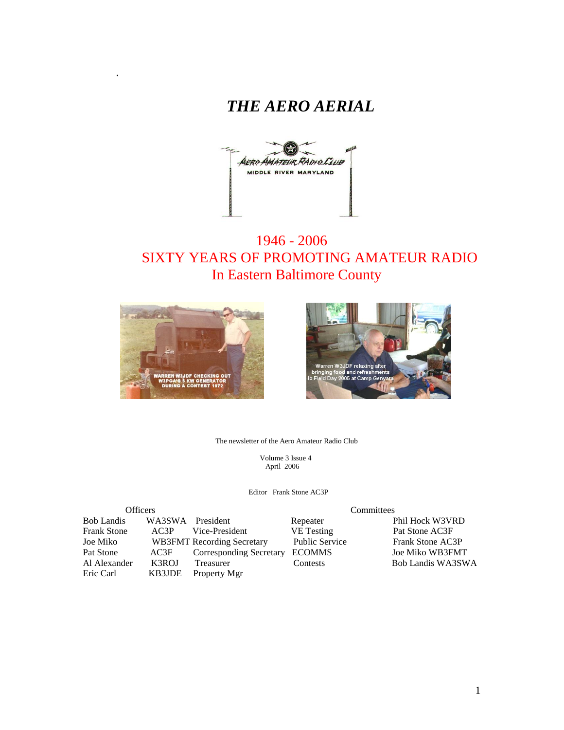# *THE AERO AERIAL*

1946 - 2006
SIXTY YEARS OF PROMOTING AMATEUR RADIO
In Eastern Baltimore County

The newsletter of the Aero Amateur Radio Club

Volume 3 Issue 4
April 2006

Editor Frank Stone AC3P

| Officers | | |
|---|---|---|
| Bob Landis | WA3SWA | President |
| Frank Stone | AC3P | Vice-President |
| Joe Miko | WB3FMT | Recording Secretary |
| Pat Stone | AC3F | Corresponding Secretary |
| Al Alexander | K3ROJ | Treasurer |
| Eric Carl | KB3JDE | Property Mgr |

| Committees | |
|---|---|
| Repeater | Phil Hock W3VRD |
| VE Testing | Pat Stone AC3F |
| Public Service | Frank Stone AC3P |
| ECOMMS | Joe Miko WB3FMT |
| Contests | Bob Landis WA3SWA |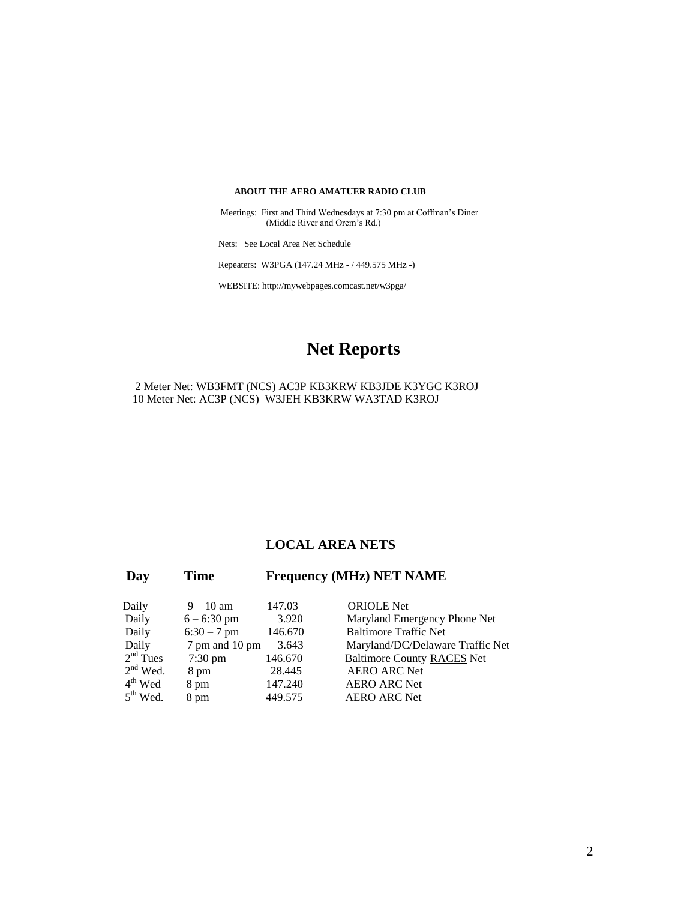**ABOUT THE AERO AMATUER RADIO CLUB**

Meetings: First and Third Wednesdays at 7:30 pm at Coffman's Diner
(Middle River and Orem's Rd.)

Nets: See Local Area Net Schedule

Repeaters: W3PGA (147.24 MHz - / 449.575 MHz -)

WEBSITE: http://mywebpages.comcast.net/w3pga/

# Net Reports

2 Meter Net: WB3FMT (NCS) AC3P KB3KRW KB3JDE K3YGC K3ROJ
10 Meter Net: AC3P (NCS) W3JEH KB3KRW WA3TAD K3ROJ

## LOCAL AREA NETS

| Day | Time | Frequency (MHz) | NET NAME |
|---|---|---|---|
| Daily | 9 – 10 am | 147.03 | ORIOLE Net |
| Daily | 6 – 6:30 pm | 3.920 | Maryland Emergency Phone Net |
| Daily | 6:30 – 7 pm | 146.670 | Baltimore Traffic Net |
| Daily | 7 pm and 10 pm | 3.643 | Maryland/DC/Delaware Traffic Net |
| 2nd Tues | 7:30 pm | 146.670 | Baltimore County RACES Net |
| 2nd Wed. | 8 pm | 28.445 | AERO ARC Net |
| 4th Wed | 8 pm | 147.240 | AERO ARC Net |
| 5th Wed. | 8 pm | 449.575 | AERO ARC Net |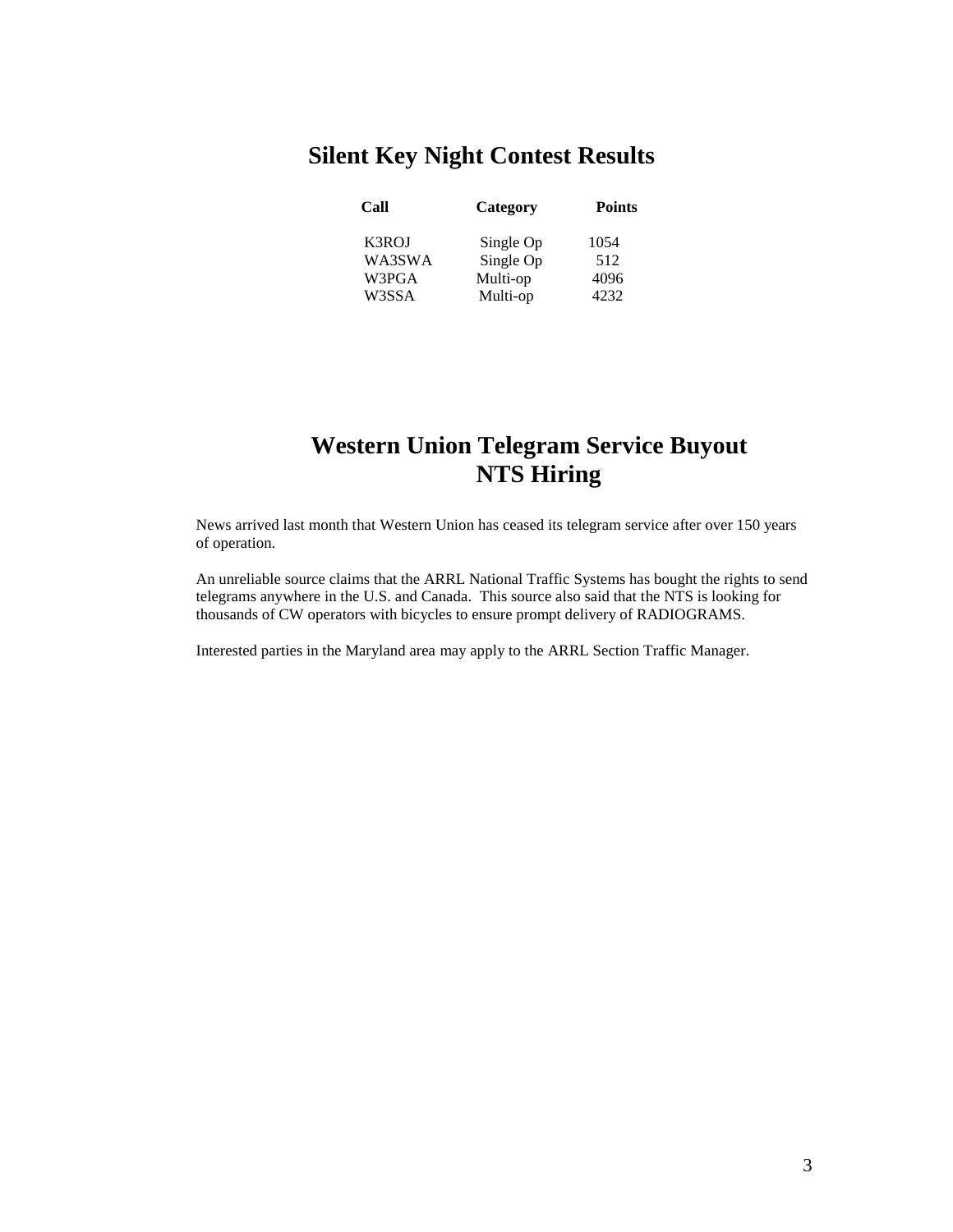## Silent Key Night Contest Results

| Call | Category | Points |
|---|---|---|
| K3ROJ | Single Op | 1054 |
| WA3SWA | Single Op | 512 |
| W3PGA | Multi-op | 4096 |
| W3SSA | Multi-op | 4232 |

## Western Union Telegram Service Buyout
## NTS Hiring

News arrived last month that Western Union has ceased its telegram service after over 150 years of operation.

An unreliable source claims that the ARRL National Traffic Systems has bought the rights to send telegrams anywhere in the U.S. and Canada. This source also said that the NTS is looking for thousands of CW operators with bicycles to ensure prompt delivery of RADIOGRAMS.

Interested parties in the Maryland area may apply to the ARRL Section Traffic Manager.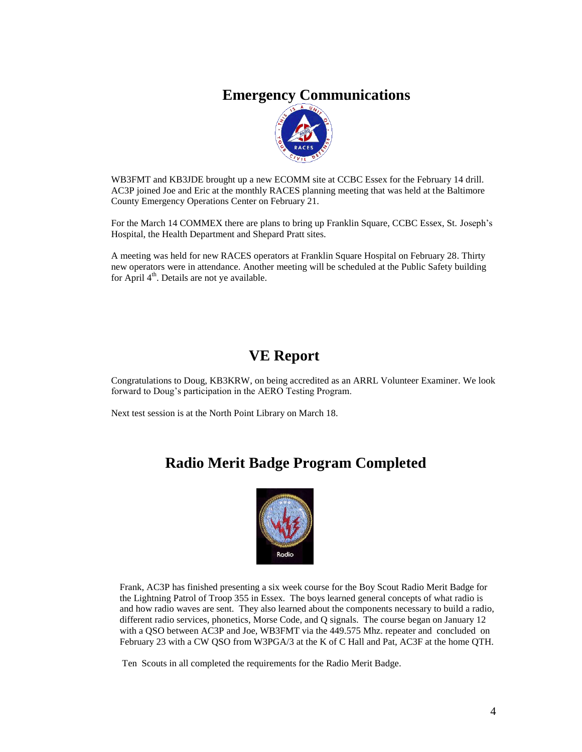## Emergency Communications

WB3FMT and KB3JDE brought up a new ECOMM site at CCBC Essex for the February 14 drill. AC3P joined Joe and Eric at the monthly RACES planning meeting that was held at the Baltimore County Emergency Operations Center on February 21.

For the March 14 COMMEX there are plans to bring up Franklin Square, CCBC Essex, St. Joseph's Hospital, the Health Department and Shepard Pratt sites.

A meeting was held for new RACES operators at Franklin Square Hospital on February 28. Thirty new operators were in attendance. Another meeting will be scheduled at the Public Safety building for April 4th. Details are not ye available.

## VE Report

Congratulations to Doug, KB3KRW, on being accredited as an ARRL Volunteer Examiner. We look forward to Doug's participation in the AERO Testing Program.

Next test session is at the North Point Library on March 18.

## Radio Merit Badge Program Completed

Frank, AC3P has finished presenting a six week course for the Boy Scout Radio Merit Badge for the Lightning Patrol of Troop 355 in Essex. The boys learned general concepts of what radio is and how radio waves are sent. They also learned about the components necessary to build a radio, different radio services, phonetics, Morse Code, and Q signals. The course began on January 12 with a QSO between AC3P and Joe, WB3FMT via the 449.575 Mhz. repeater and concluded on February 23 with a CW QSO from W3PGA/3 at the K of C Hall and Pat, AC3F at the home QTH.

Ten Scouts in all completed the requirements for the Radio Merit Badge.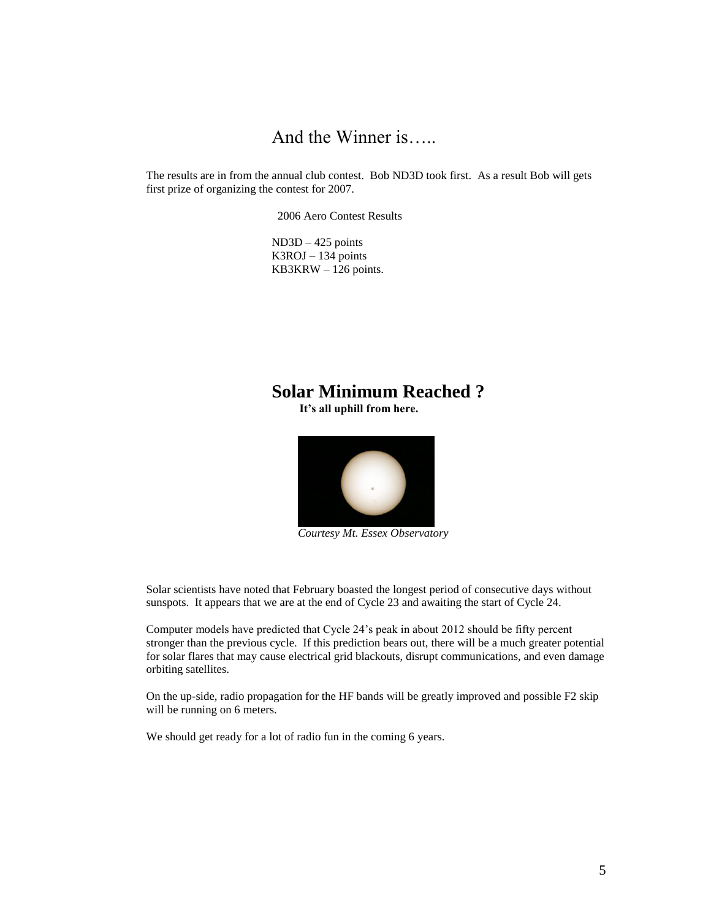## And the Winner is…..

The results are in from the annual club contest. Bob ND3D took first. As a result Bob will gets first prize of organizing the contest for 2007.

2006 Aero Contest Results

ND3D – 425 points
K3ROJ – 134 points
KB3KRW – 126 points.

## Solar Minimum Reached ?

**It's all uphill from here.**

*Courtesy Mt. Essex Observatory*

Solar scientists have noted that February boasted the longest period of consecutive days without sunspots. It appears that we are at the end of Cycle 23 and awaiting the start of Cycle 24.

Computer models have predicted that Cycle 24's peak in about 2012 should be fifty percent stronger than the previous cycle. If this prediction bears out, there will be a much greater potential for solar flares that may cause electrical grid blackouts, disrupt communications, and even damage orbiting satellites.

On the up-side, radio propagation for the HF bands will be greatly improved and possible F2 skip will be running on 6 meters.

We should get ready for a lot of radio fun in the coming 6 years.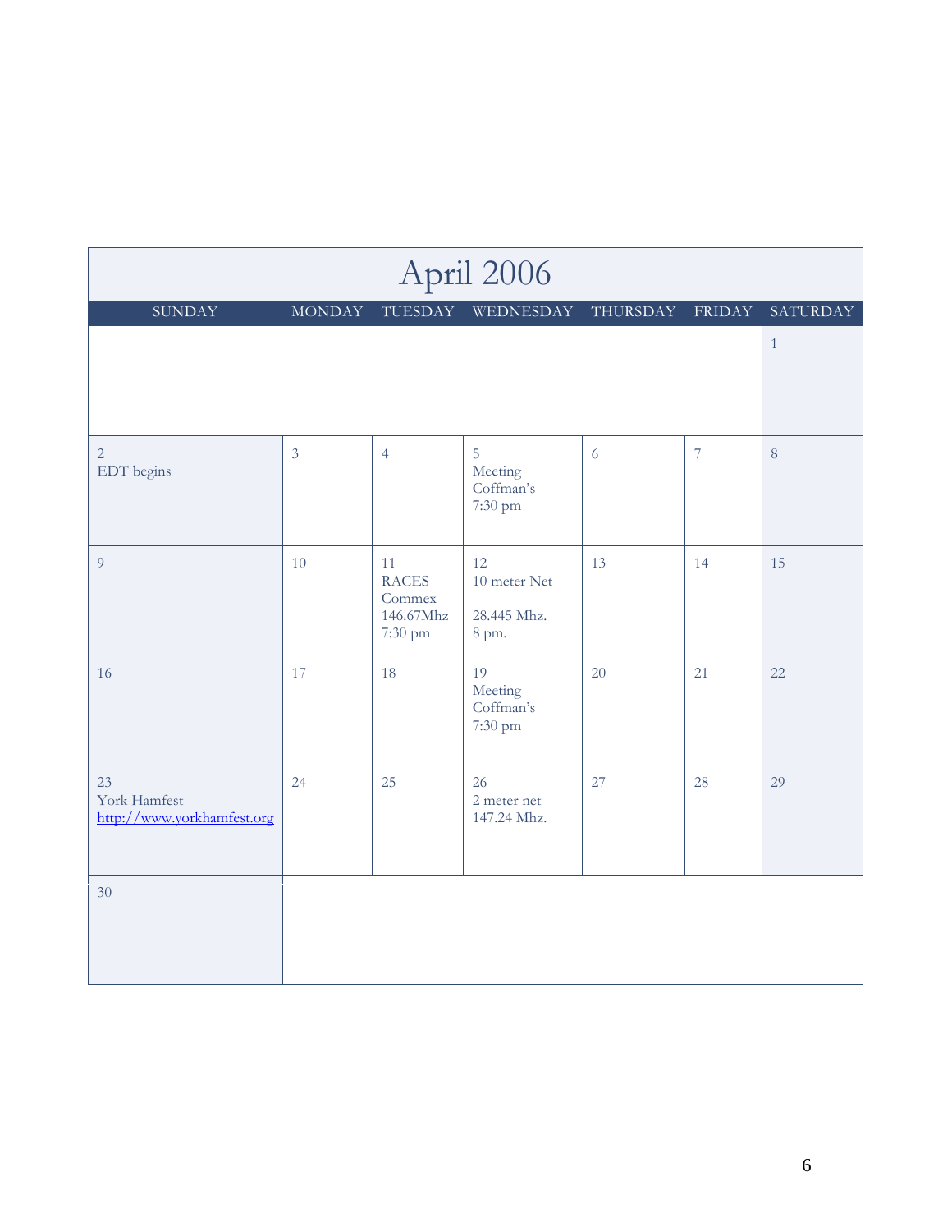# April 2006

| SUNDAY | MONDAY | TUESDAY | WEDNESDAY | THURSDAY | FRIDAY | SATURDAY |
|---|---|---|---|---|---|---|
| | | | | | | 1 |
| 2 EDT begins | 3 | 4 | 5 Meeting Coffman's 7:30 pm | 6 | 7 | 8 |
| 9 | 10 | 11 RACES Commex 146.67Mhz 7:30 pm | 12 10 meter Net 28.445 Mhz. 8 pm. | 13 | 14 | 15 |
| 16 | 17 | 18 | 19 Meeting Coffman's 7:30 pm | 20 | 21 | 22 |
| 23 York Hamfest http://www.yorkhamfest.org | 24 | 25 | 26 2 meter net 147.24 Mhz. | 27 | 28 | 29 |
| 30 | | | | | | |